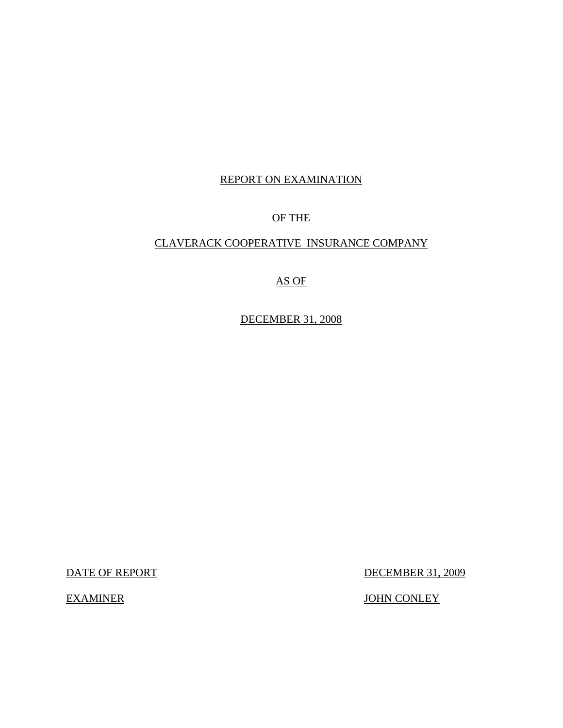REPORT ON EXAMINATION

OF THE

CLAVERACK COOPERATIVE INSURANCE COMPANY

AS OF

DECEMBER 31, 2008

| | |
|---|---|
| DATE OF REPORT | DECEMBER 31, 2009 |
| EXAMINER | JOHN CONLEY |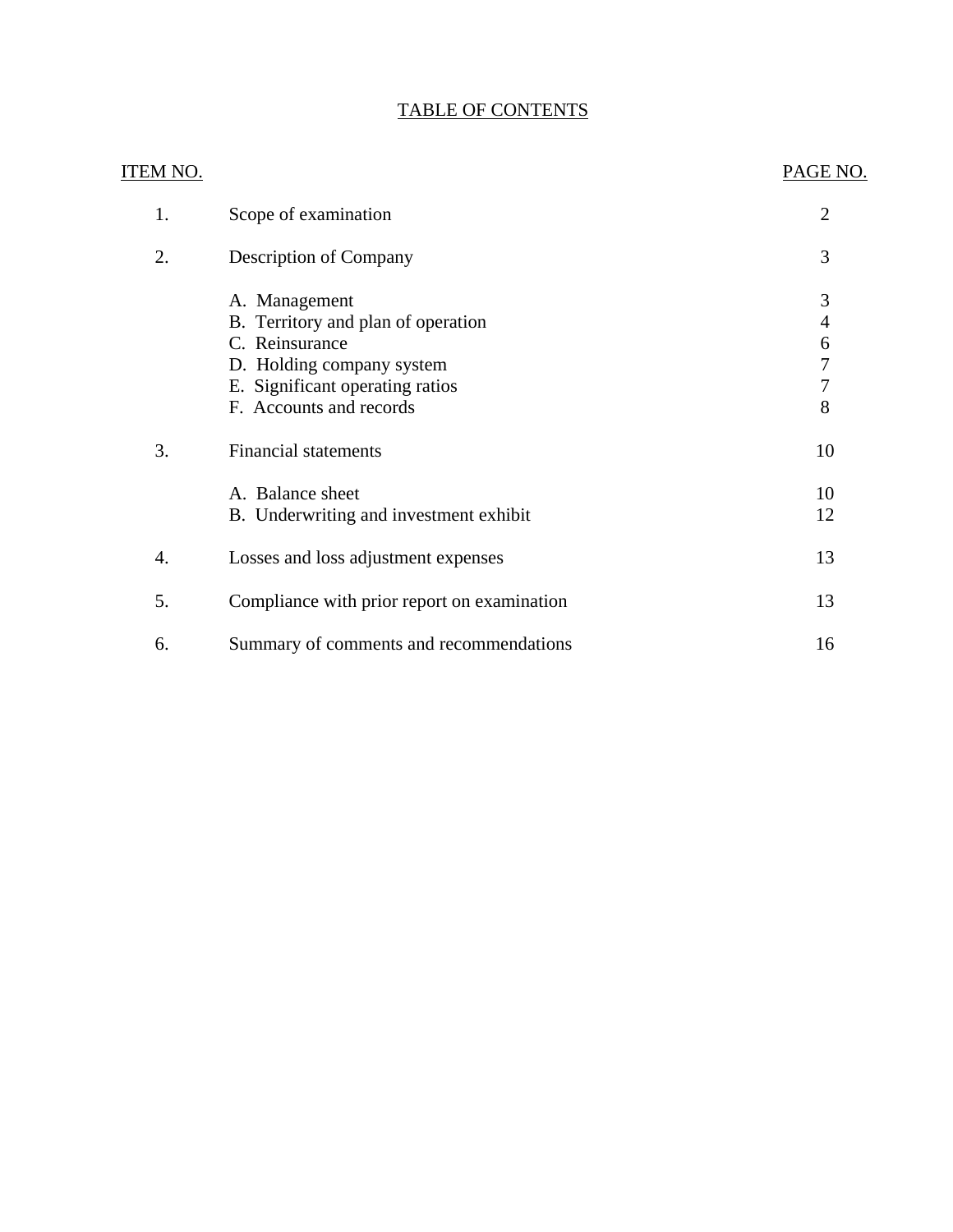# TABLE OF CONTENTS

| ITEM NO. | | PAGE NO. |
|---|---|---|
| 1. | Scope of examination | 2 |
| 2. | Description of Company | 3 |
| | A. Management | 3 |
| | B. Territory and plan of operation | 4 |
| | C. Reinsurance | 6 |
| | D. Holding company system | 7 |
| | E. Significant operating ratios | 7 |
| | F. Accounts and records | 8 |
| 3. | Financial statements | 10 |
| | A. Balance sheet | 10 |
| | B. Underwriting and investment exhibit | 12 |
| 4. | Losses and loss adjustment expenses | 13 |
| 5. | Compliance with prior report on examination | 13 |
| 6. | Summary of comments and recommendations | 16 |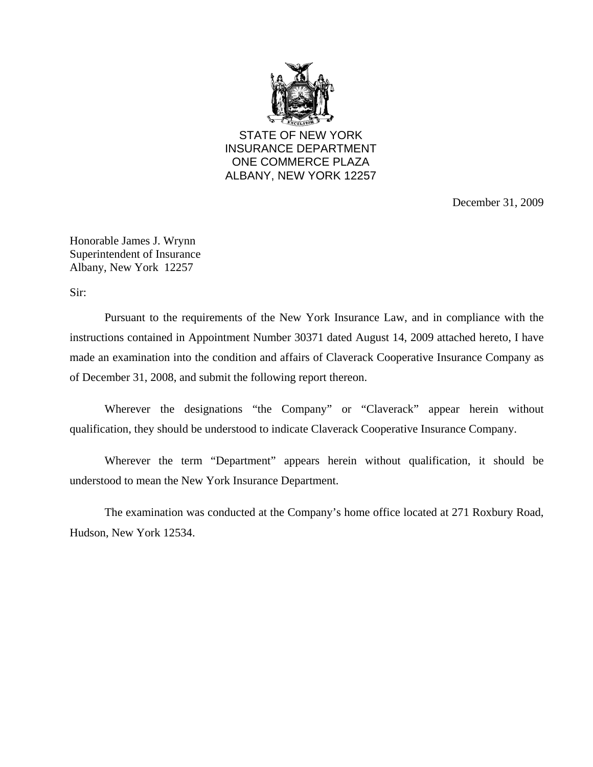STATE OF NEW YORK
INSURANCE DEPARTMENT
ONE COMMERCE PLAZA
ALBANY, NEW YORK 12257

December 31, 2009

Honorable James J. Wrynn
Superintendent of Insurance
Albany, New York 12257

Sir:

Pursuant to the requirements of the New York Insurance Law, and in compliance with the instructions contained in Appointment Number 30371 dated August 14, 2009 attached hereto, I have made an examination into the condition and affairs of Claverack Cooperative Insurance Company as of December 31, 2008, and submit the following report thereon.

Wherever the designations "the Company" or "Claverack" appear herein without qualification, they should be understood to indicate Claverack Cooperative Insurance Company.

Wherever the term "Department" appears herein without qualification, it should be understood to mean the New York Insurance Department.

The examination was conducted at the Company's home office located at 271 Roxbury Road, Hudson, New York 12534.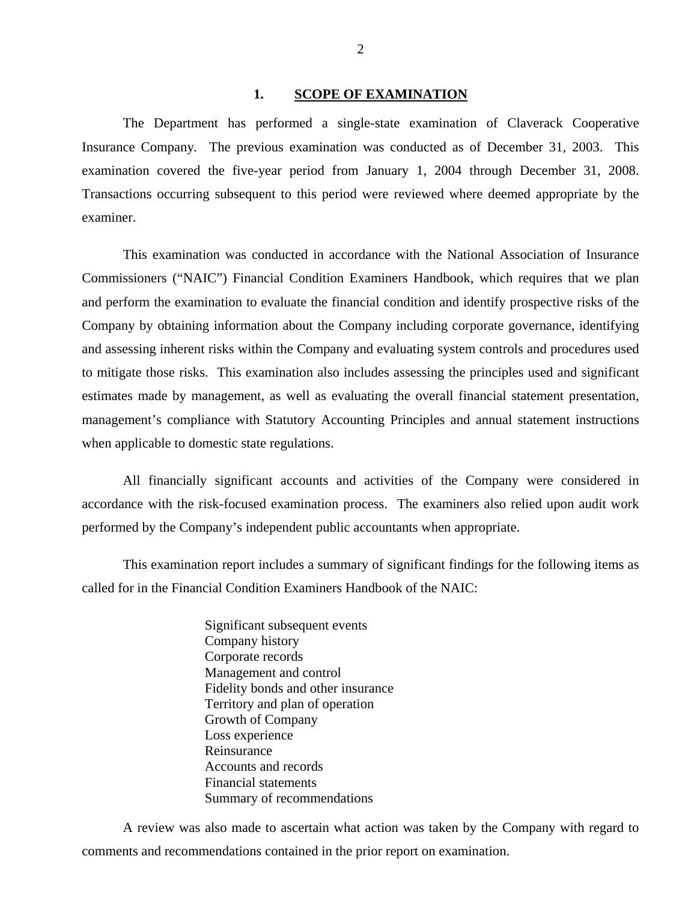## 1. SCOPE OF EXAMINATION

The Department has performed a single-state examination of Claverack Cooperative Insurance Company. The previous examination was conducted as of December 31, 2003. This examination covered the five-year period from January 1, 2004 through December 31, 2008. Transactions occurring subsequent to this period were reviewed where deemed appropriate by the examiner.

This examination was conducted in accordance with the National Association of Insurance Commissioners ("NAIC") Financial Condition Examiners Handbook, which requires that we plan and perform the examination to evaluate the financial condition and identify prospective risks of the Company by obtaining information about the Company including corporate governance, identifying and assessing inherent risks within the Company and evaluating system controls and procedures used to mitigate those risks. This examination also includes assessing the principles used and significant estimates made by management, as well as evaluating the overall financial statement presentation, management's compliance with Statutory Accounting Principles and annual statement instructions when applicable to domestic state regulations.

All financially significant accounts and activities of the Company were considered in accordance with the risk-focused examination process. The examiners also relied upon audit work performed by the Company's independent public accountants when appropriate.

This examination report includes a summary of significant findings for the following items as called for in the Financial Condition Examiners Handbook of the NAIC:

- Significant subsequent events
- Company history
- Corporate records
- Management and control
- Fidelity bonds and other insurance
- Territory and plan of operation
- Growth of Company
- Loss experience
- Reinsurance
- Accounts and records
- Financial statements
- Summary of recommendations

A review was also made to ascertain what action was taken by the Company with regard to comments and recommendations contained in the prior report on examination.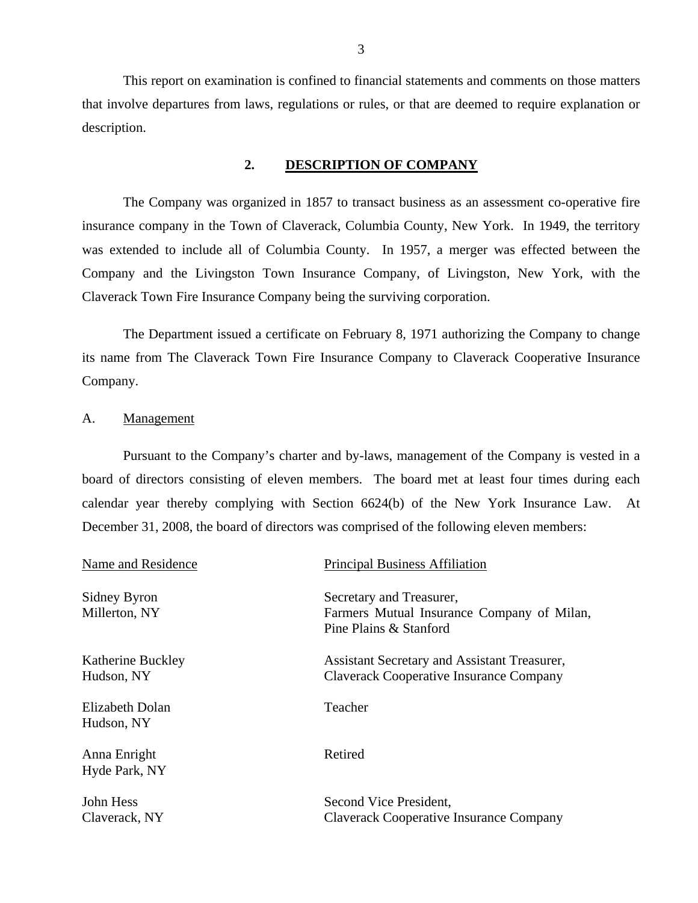This report on examination is confined to financial statements and comments on those matters that involve departures from laws, regulations or rules, or that are deemed to require explanation or description.

## 2. DESCRIPTION OF COMPANY

The Company was organized in 1857 to transact business as an assessment co-operative fire insurance company in the Town of Claverack, Columbia County, New York. In 1949, the territory was extended to include all of Columbia County. In 1957, a merger was effected between the Company and the Livingston Town Insurance Company, of Livingston, New York, with the Claverack Town Fire Insurance Company being the surviving corporation.

The Department issued a certificate on February 8, 1971 authorizing the Company to change its name from The Claverack Town Fire Insurance Company to Claverack Cooperative Insurance Company.

### A. Management

Pursuant to the Company's charter and by-laws, management of the Company is vested in a board of directors consisting of eleven members. The board met at least four times during each calendar year thereby complying with Section 6624(b) of the New York Insurance Law. At December 31, 2008, the board of directors was comprised of the following eleven members:

| Name and Residence | Principal Business Affiliation |
| --- | --- |
| Sidney Byron<br>Millerton, NY | Secretary and Treasurer,<br>Farmers Mutual Insurance Company of Milan, Pine Plains & Stanford |
| Katherine Buckley<br>Hudson, NY | Assistant Secretary and Assistant Treasurer,<br>Claverack Cooperative Insurance Company |
| Elizabeth Dolan<br>Hudson, NY | Teacher |
| Anna Enright<br>Hyde Park, NY | Retired |
| John Hess<br>Claverack, NY | Second Vice President,<br>Claverack Cooperative Insurance Company |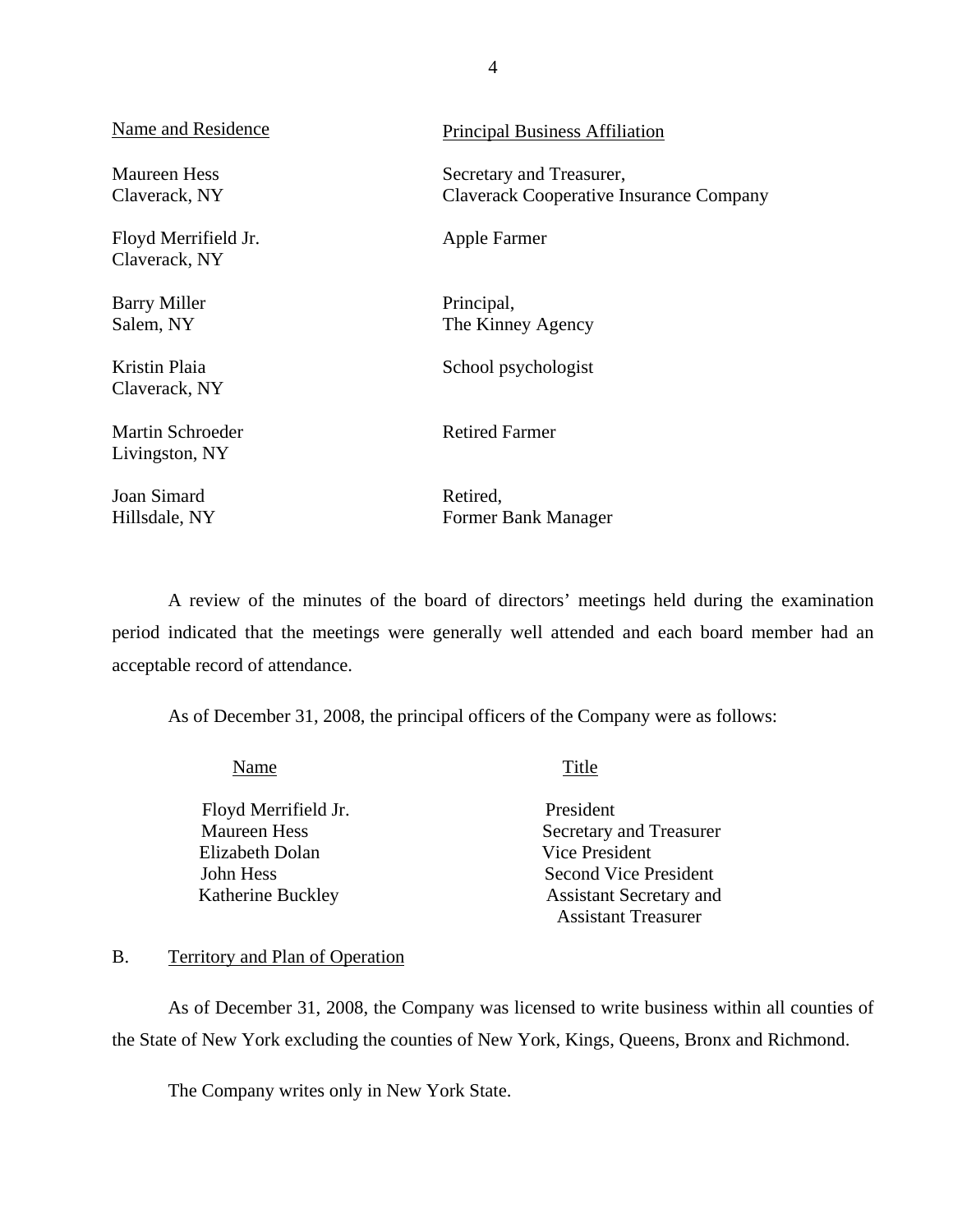| Name and Residence | Principal Business Affiliation |
|---|---|
| Maureen Hess<br>Claverack, NY | Secretary and Treasurer,<br>Claverack Cooperative Insurance Company |
| Floyd Merrifield Jr.<br>Claverack, NY | Apple Farmer |
| Barry Miller<br>Salem, NY | Principal,<br>The Kinney Agency |
| Kristin Plaia<br>Claverack, NY | School psychologist |
| Martin Schroeder<br>Livingston, NY | Retired Farmer |
| Joan Simard<br>Hillsdale, NY | Retired,<br>Former Bank Manager |

A review of the minutes of the board of directors' meetings held during the examination period indicated that the meetings were generally well attended and each board member had an acceptable record of attendance.

As of December 31, 2008, the principal officers of the Company were as follows:

| Name | Title |
|---|---|
| Floyd Merrifield Jr. | President |
| Maureen Hess | Secretary and Treasurer |
| Elizabeth Dolan | Vice President |
| John Hess | Second Vice President |
| Katherine Buckley | Assistant Secretary and Assistant Treasurer |

## B. Territory and Plan of Operation

As of December 31, 2008, the Company was licensed to write business within all counties of the State of New York excluding the counties of New York, Kings, Queens, Bronx and Richmond.

The Company writes only in New York State.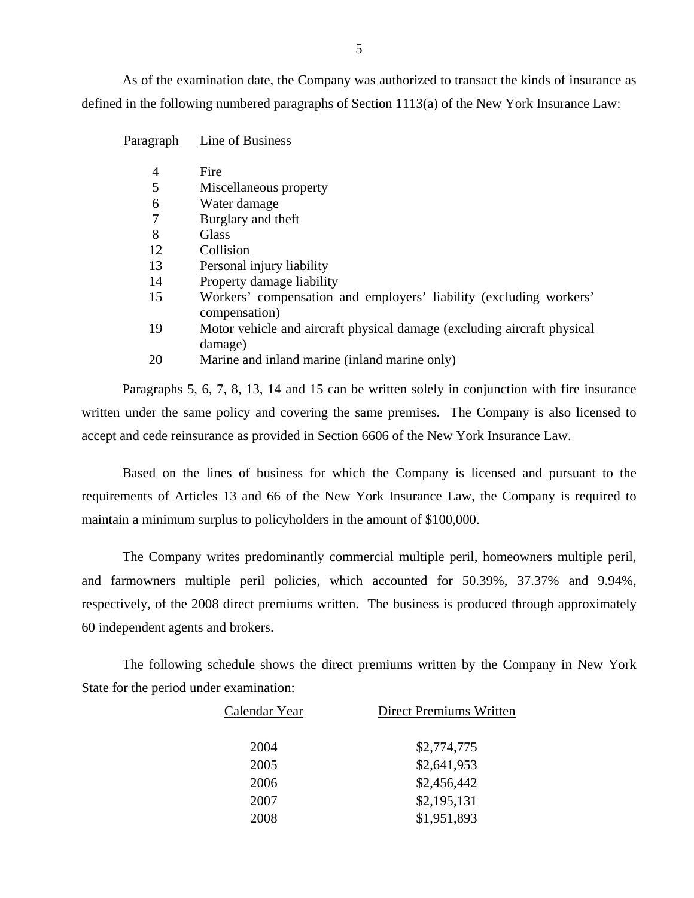As of the examination date, the Company was authorized to transact the kinds of insurance as defined in the following numbered paragraphs of Section 1113(a) of the New York Insurance Law:

| Paragraph | Line of Business |
|---|---|
| 4 | Fire |
| 5 | Miscellaneous property |
| 6 | Water damage |
| 7 | Burglary and theft |
| 8 | Glass |
| 12 | Collision |
| 13 | Personal injury liability |
| 14 | Property damage liability |
| 15 | Workers' compensation and employers' liability (excluding workers' compensation) |
| 19 | Motor vehicle and aircraft physical damage (excluding aircraft physical damage) |
| 20 | Marine and inland marine (inland marine only) |

Paragraphs 5, 6, 7, 8, 13, 14 and 15 can be written solely in conjunction with fire insurance written under the same policy and covering the same premises. The Company is also licensed to accept and cede reinsurance as provided in Section 6606 of the New York Insurance Law.

Based on the lines of business for which the Company is licensed and pursuant to the requirements of Articles 13 and 66 of the New York Insurance Law, the Company is required to maintain a minimum surplus to policyholders in the amount of $100,000.

The Company writes predominantly commercial multiple peril, homeowners multiple peril, and farmowners multiple peril policies, which accounted for 50.39%, 37.37% and 9.94%, respectively, of the 2008 direct premiums written. The business is produced through approximately 60 independent agents and brokers.

The following schedule shows the direct premiums written by the Company in New York State for the period under examination:

| Calendar Year | Direct Premiums Written |
|---|---|
| 2004 | $2,774,775 |
| 2005 | $2,641,953 |
| 2006 | $2,456,442 |
| 2007 | $2,195,131 |
| 2008 | $1,951,893 |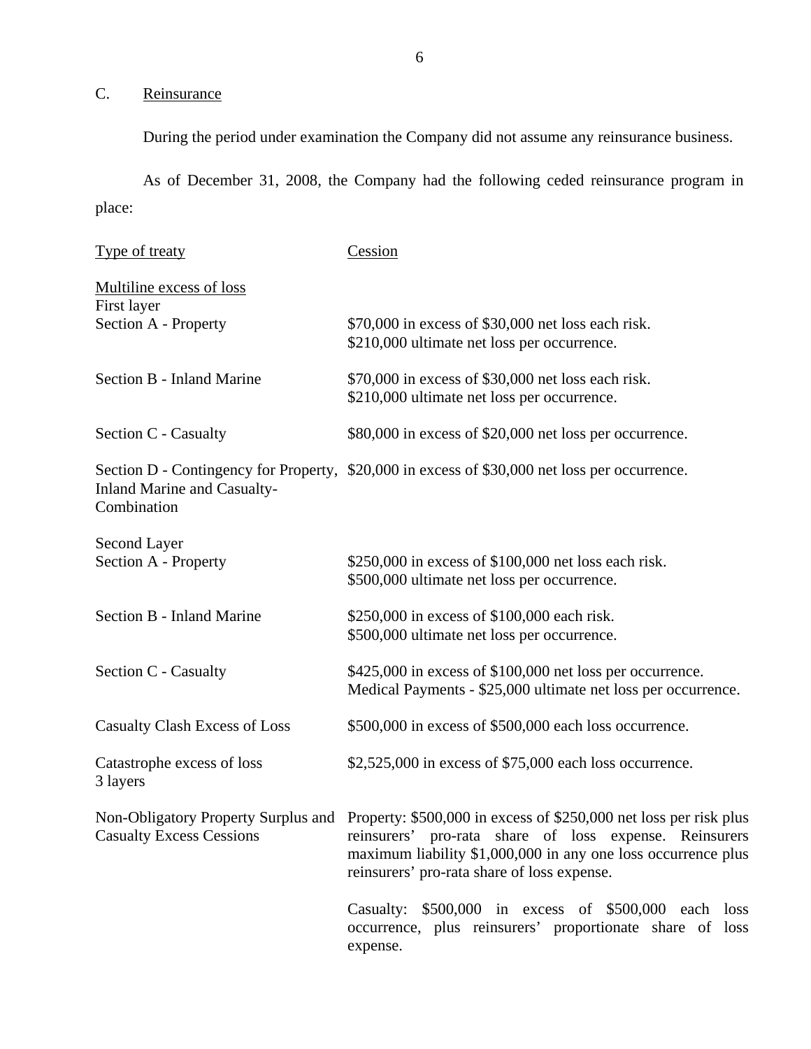## C. Reinsurance

During the period under examination the Company did not assume any reinsurance business.

As of December 31, 2008, the Company had the following ceded reinsurance program in place:

| Type of treaty | Cession |
|---|---|
| Multiline excess of loss | |
| First layer | |
| Section A - Property | \$70,000 in excess of \$30,000 net loss each risk. \$210,000 ultimate net loss per occurrence. |
| Section B - Inland Marine | \$70,000 in excess of \$30,000 net loss each risk. \$210,000 ultimate net loss per occurrence. |
| Section C - Casualty | \$80,000 in excess of \$20,000 net loss per occurrence. |
| Section D - Contingency for Property, Inland Marine and Casualty-Combination | \$20,000 in excess of \$30,000 net loss per occurrence. |
| Second Layer | |
| Section A - Property | \$250,000 in excess of \$100,000 net loss each risk. \$500,000 ultimate net loss per occurrence. |
| Section B - Inland Marine | \$250,000 in excess of \$100,000 each risk. \$500,000 ultimate net loss per occurrence. |
| Section C - Casualty | \$425,000 in excess of \$100,000 net loss per occurrence. Medical Payments - \$25,000 ultimate net loss per occurrence. |
| Casualty Clash Excess of Loss | \$500,000 in excess of \$500,000 each loss occurrence. |
| Catastrophe excess of loss 3 layers | \$2,525,000 in excess of \$75,000 each loss occurrence. |
| Non-Obligatory Property Surplus and Casualty Excess Cessions | Property: \$500,000 in excess of \$250,000 net loss per risk plus reinsurers' pro-rata share of loss expense. Reinsurers maximum liability \$1,000,000 in any one loss occurrence plus reinsurers' pro-rata share of loss expense. |
| | Casualty: \$500,000 in excess of \$500,000 each loss occurrence, plus reinsurers' proportionate share of loss expense. |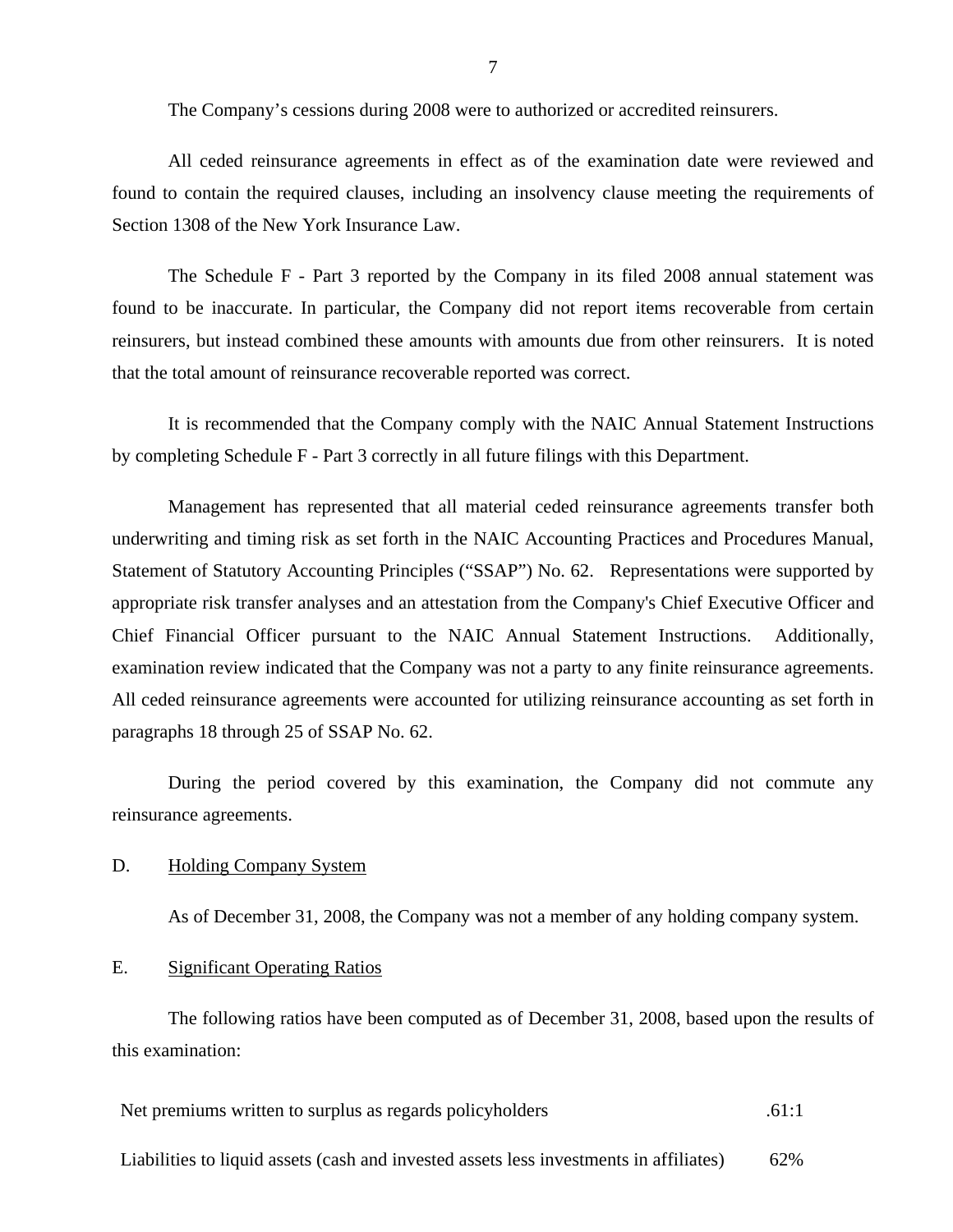The Company's cessions during 2008 were to authorized or accredited reinsurers.

All ceded reinsurance agreements in effect as of the examination date were reviewed and found to contain the required clauses, including an insolvency clause meeting the requirements of Section 1308 of the New York Insurance Law.

The Schedule F - Part 3 reported by the Company in its filed 2008 annual statement was found to be inaccurate. In particular, the Company did not report items recoverable from certain reinsurers, but instead combined these amounts with amounts due from other reinsurers. It is noted that the total amount of reinsurance recoverable reported was correct.

It is recommended that the Company comply with the NAIC Annual Statement Instructions by completing Schedule F - Part 3 correctly in all future filings with this Department.

Management has represented that all material ceded reinsurance agreements transfer both underwriting and timing risk as set forth in the NAIC Accounting Practices and Procedures Manual, Statement of Statutory Accounting Principles ("SSAP") No. 62. Representations were supported by appropriate risk transfer analyses and an attestation from the Company's Chief Executive Officer and Chief Financial Officer pursuant to the NAIC Annual Statement Instructions. Additionally, examination review indicated that the Company was not a party to any finite reinsurance agreements. All ceded reinsurance agreements were accounted for utilizing reinsurance accounting as set forth in paragraphs 18 through 25 of SSAP No. 62.

During the period covered by this examination, the Company did not commute any reinsurance agreements.

D. Holding Company System

As of December 31, 2008, the Company was not a member of any holding company system.

E. Significant Operating Ratios

The following ratios have been computed as of December 31, 2008, based upon the results of this examination:

| | |
|---|---|
| Net premiums written to surplus as regards policyholders | .61:1 |
| Liabilities to liquid assets (cash and invested assets less investments in affiliates) | 62% |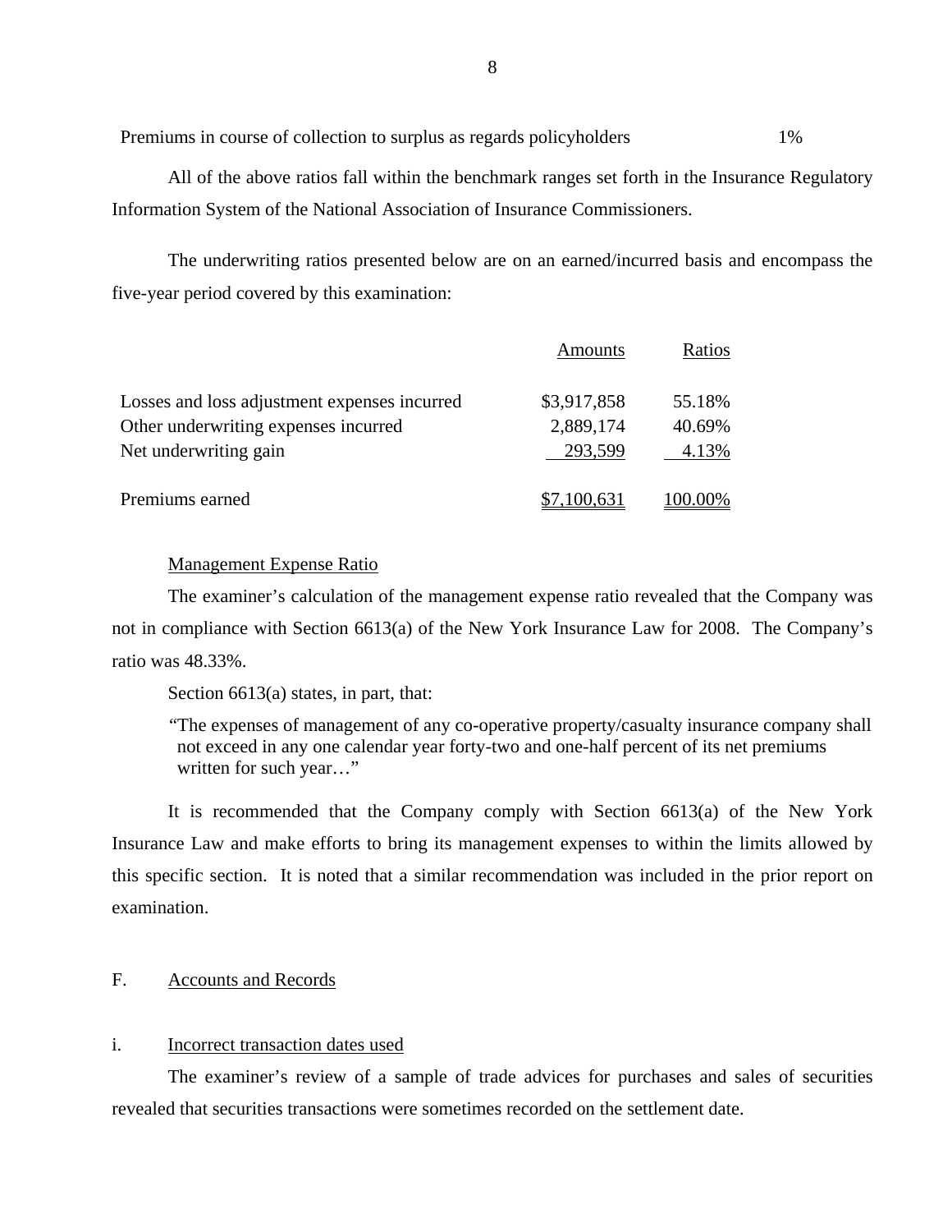| | |
|---|---|
| Premiums in course of collection to surplus as regards policyholders | 1% |

All of the above ratios fall within the benchmark ranges set forth in the Insurance Regulatory Information System of the National Association of Insurance Commissioners.

The underwriting ratios presented below are on an earned/incurred basis and encompass the five-year period covered by this examination:

| | Amounts | Ratios |
|---|---|---|
| Losses and loss adjustment expenses incurred | $3,917,858 | 55.18% |
| Other underwriting expenses incurred | 2,889,174 | 40.69% |
| Net underwriting gain | 293,599 | 4.13% |
| Premiums earned | $7,100,631 | 100.00% |

Management Expense Ratio

The examiner's calculation of the management expense ratio revealed that the Company was not in compliance with Section 6613(a) of the New York Insurance Law for 2008. The Company's ratio was 48.33%.

Section 6613(a) states, in part, that:

> "The expenses of management of any co-operative property/casualty insurance company shall not exceed in any one calendar year forty-two and one-half percent of its net premiums written for such year…"

It is recommended that the Company comply with Section 6613(a) of the New York Insurance Law and make efforts to bring its management expenses to within the limits allowed by this specific section. It is noted that a similar recommendation was included in the prior report on examination.

## F. Accounts and Records

### i. Incorrect transaction dates used

The examiner's review of a sample of trade advices for purchases and sales of securities revealed that securities transactions were sometimes recorded on the settlement date.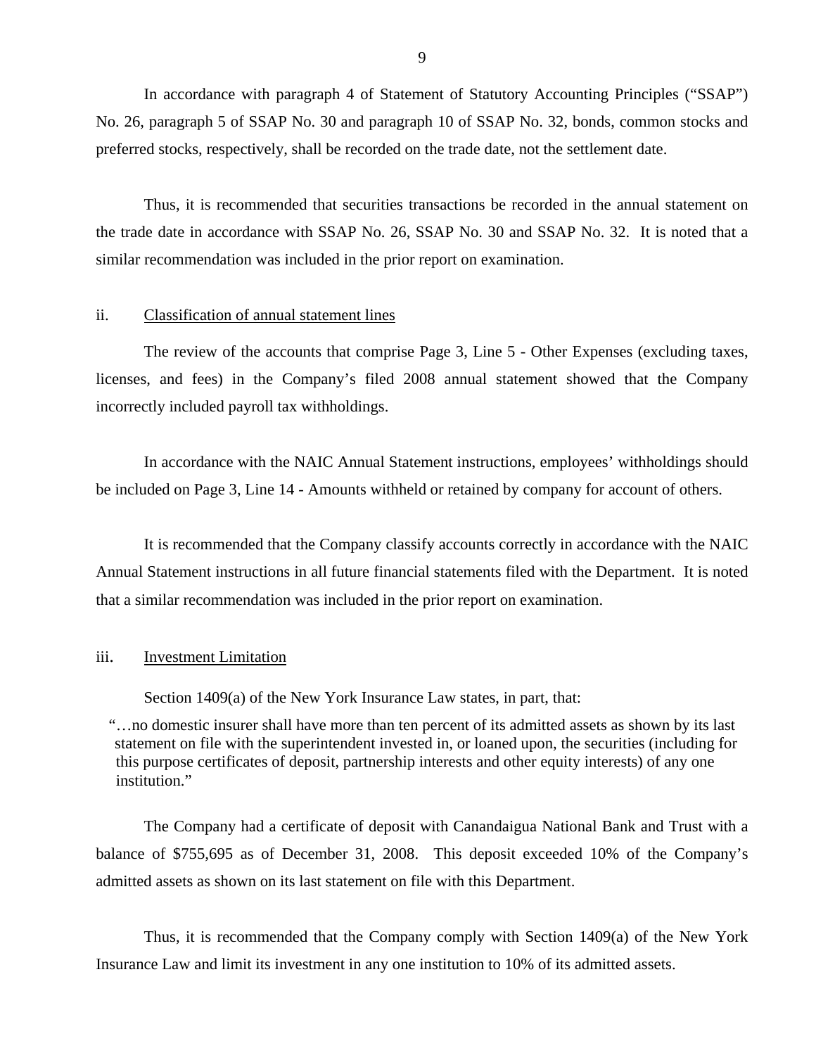In accordance with paragraph 4 of Statement of Statutory Accounting Principles ("SSAP") No. 26, paragraph 5 of SSAP No. 30 and paragraph 10 of SSAP No. 32, bonds, common stocks and preferred stocks, respectively, shall be recorded on the trade date, not the settlement date.

Thus, it is recommended that securities transactions be recorded in the annual statement on the trade date in accordance with SSAP No. 26, SSAP No. 30 and SSAP No. 32. It is noted that a similar recommendation was included in the prior report on examination.

ii. Classification of annual statement lines

The review of the accounts that comprise Page 3, Line 5 - Other Expenses (excluding taxes, licenses, and fees) in the Company's filed 2008 annual statement showed that the Company incorrectly included payroll tax withholdings.

In accordance with the NAIC Annual Statement instructions, employees' withholdings should be included on Page 3, Line 14 - Amounts withheld or retained by company for account of others.

It is recommended that the Company classify accounts correctly in accordance with the NAIC Annual Statement instructions in all future financial statements filed with the Department. It is noted that a similar recommendation was included in the prior report on examination.

iii. Investment Limitation

Section 1409(a) of the New York Insurance Law states, in part, that:

> "…no domestic insurer shall have more than ten percent of its admitted assets as shown by its last statement on file with the superintendent invested in, or loaned upon, the securities (including for this purpose certificates of deposit, partnership interests and other equity interests) of any one institution."

The Company had a certificate of deposit with Canandaigua National Bank and Trust with a balance of $755,695 as of December 31, 2008. This deposit exceeded 10% of the Company's admitted assets as shown on its last statement on file with this Department.

Thus, it is recommended that the Company comply with Section 1409(a) of the New York Insurance Law and limit its investment in any one institution to 10% of its admitted assets.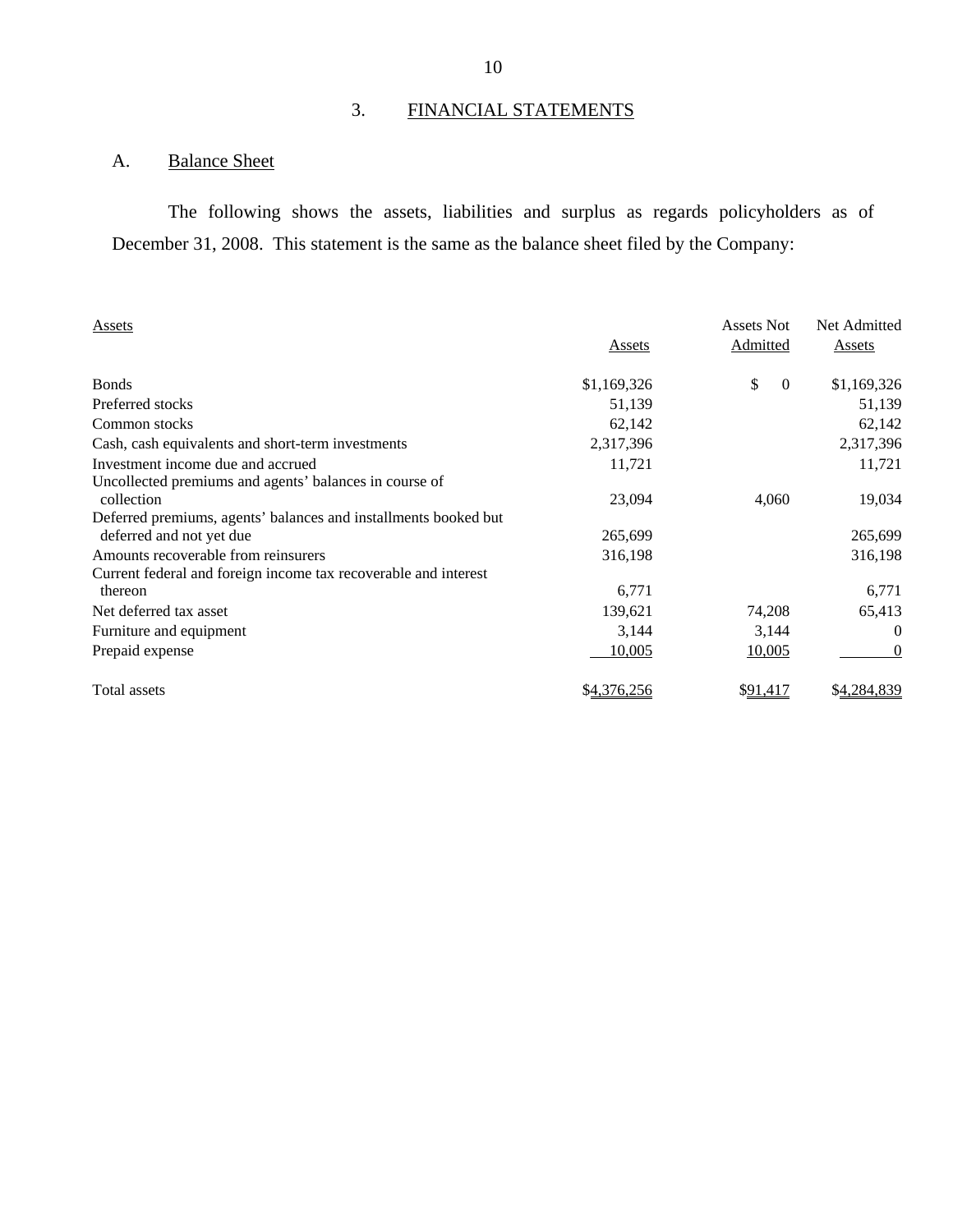## 3. FINANCIAL STATEMENTS

### A. Balance Sheet

The following shows the assets, liabilities and surplus as regards policyholders as of December 31, 2008. This statement is the same as the balance sheet filed by the Company:

| Assets | Assets | Assets Not Admitted | Net Admitted Assets |
|---|---|---|---|
| Bonds | $1,169,326 | $ 0 | $1,169,326 |
| Preferred stocks | 51,139 | | 51,139 |
| Common stocks | 62,142 | | 62,142 |
| Cash, cash equivalents and short-term investments | 2,317,396 | | 2,317,396 |
| Investment income due and accrued | 11,721 | | 11,721 |
| Uncollected premiums and agents' balances in course of collection | 23,094 | 4,060 | 19,034 |
| Deferred premiums, agents' balances and installments booked but deferred and not yet due | 265,699 | | 265,699 |
| Amounts recoverable from reinsurers | 316,198 | | 316,198 |
| Current federal and foreign income tax recoverable and interest thereon | 6,771 | | 6,771 |
| Net deferred tax asset | 139,621 | 74,208 | 65,413 |
| Furniture and equipment | 3,144 | 3,144 | 0 |
| Prepaid expense | 10,005 | 10,005 | 0 |
| Total assets | $4,376,256 | $91,417 | $4,284,839 |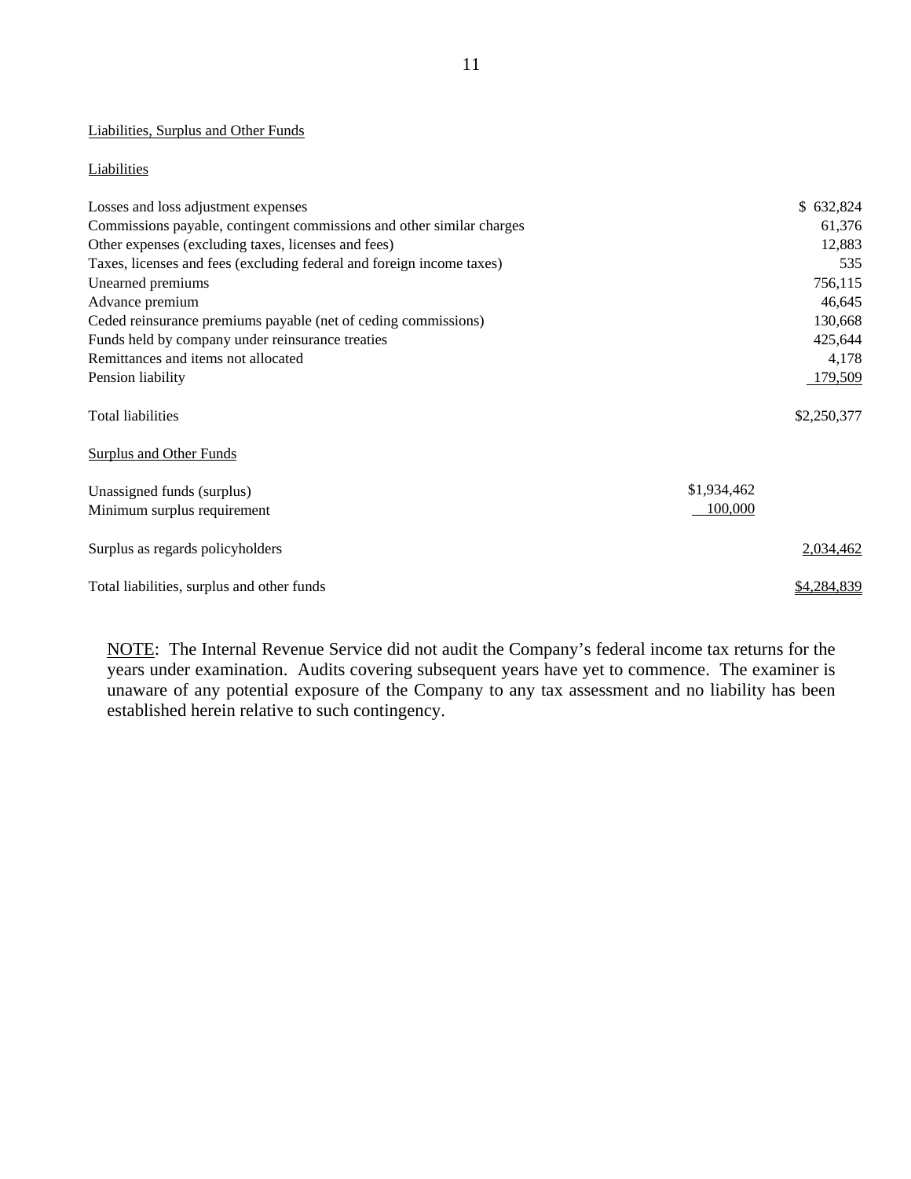Liabilities, Surplus and Other Funds

Liabilities

| | | |
|---|---|---|
| Losses and loss adjustment expenses | | $ 632,824 |
| Commissions payable, contingent commissions and other similar charges | | 61,376 |
| Other expenses (excluding taxes, licenses and fees) | | 12,883 |
| Taxes, licenses and fees (excluding federal and foreign income taxes) | | 535 |
| Unearned premiums | | 756,115 |
| Advance premium | | 46,645 |
| Ceded reinsurance premiums payable (net of ceding commissions) | | 130,668 |
| Funds held by company under reinsurance treaties | | 425,644 |
| Remittances and items not allocated | | 4,178 |
| Pension liability | | 179,509 |
| Total liabilities | | $2,250,377 |
| Surplus and Other Funds | | |
| Unassigned funds (surplus) | $1,934,462 | |
| Minimum surplus requirement | 100,000 | |
| Surplus as regards policyholders | | 2,034,462 |
| Total liabilities, surplus and other funds | | $4,284,839 |

NOTE: The Internal Revenue Service did not audit the Company's federal income tax returns for the years under examination. Audits covering subsequent years have yet to commence. The examiner is unaware of any potential exposure of the Company to any tax assessment and no liability has been established herein relative to such contingency.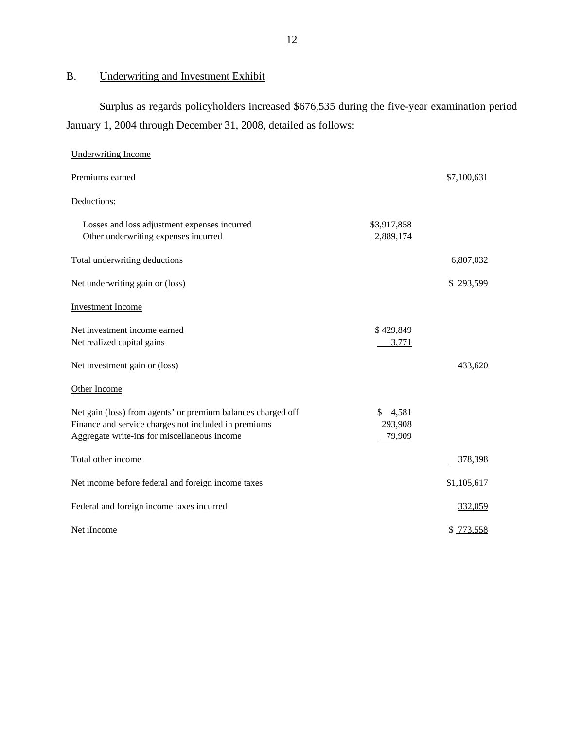## B. Underwriting and Investment Exhibit

Surplus as regards policyholders increased $676,535 during the five-year examination period January 1, 2004 through December 31, 2008, detailed as follows:

| | | |
|---|---|---|
| Underwriting Income | | |
| Premiums earned | | $7,100,631 |
| Deductions: | | |
| Losses and loss adjustment expenses incurred | $3,917,858 | |
| Other underwriting expenses incurred | 2,889,174 | |
| Total underwriting deductions | | 6,807,032 |
| Net underwriting gain or (loss) | | $ 293,599 |
| Investment Income | | |
| Net investment income earned | $ 429,849 | |
| Net realized capital gains | 3,771 | |
| Net investment gain or (loss) | | 433,620 |
| Other Income | | |
| Net gain (loss) from agents' or premium balances charged off | $ 4,581 | |
| Finance and service charges not included in premiums | 293,908 | |
| Aggregate write-ins for miscellaneous income | 79,909 | |
| Total other income | | 378,398 |
| Net income before federal and foreign income taxes | | $1,105,617 |
| Federal and foreign income taxes incurred | | 332,059 |
| Net iIncome | | $ 773,558 |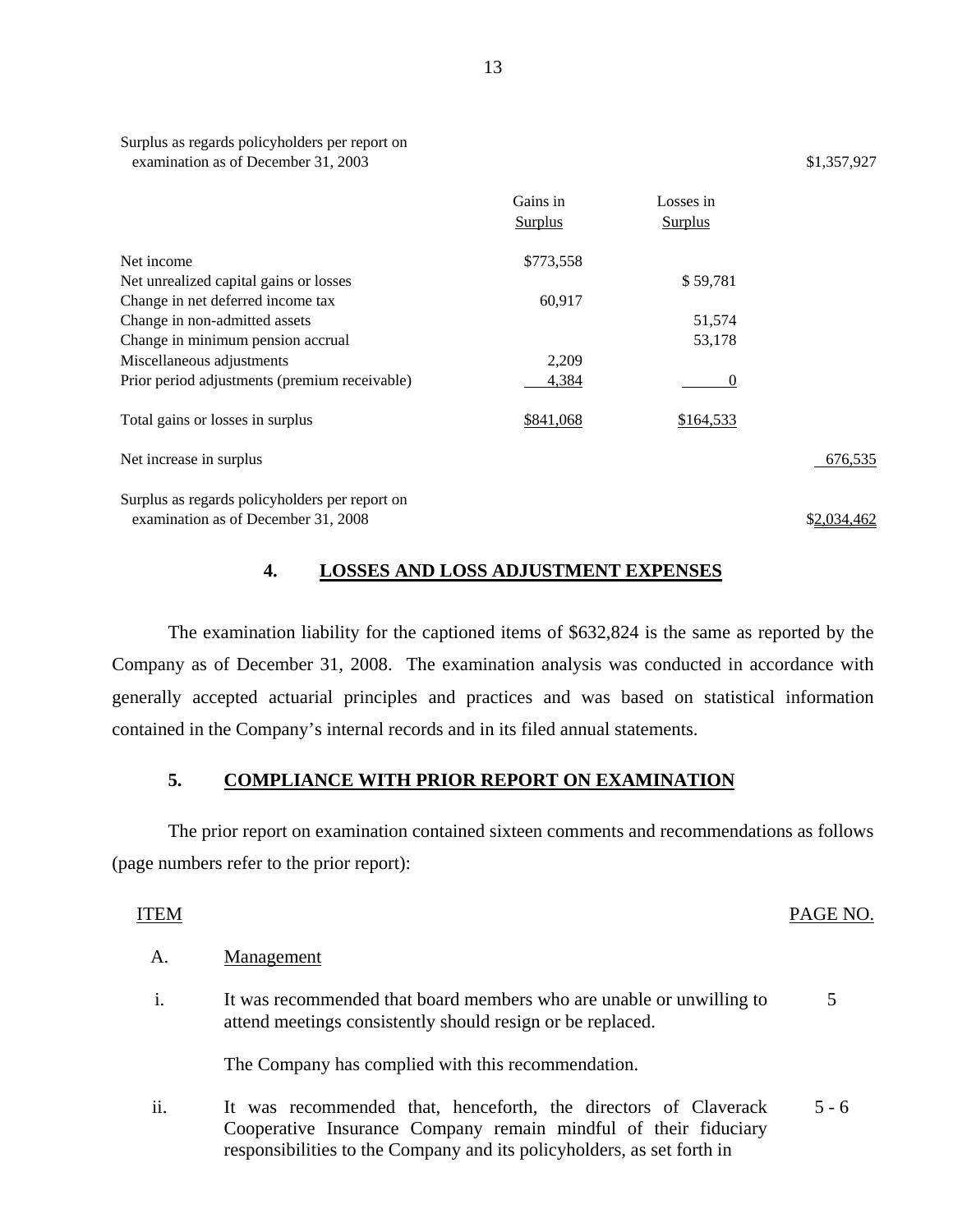| | Gains in Surplus | Losses in Surplus | |
|---|---|---|---|
| Surplus as regards policyholders per report on examination as of December 31, 2003 | | | $1,357,927 |
| Net income | $773,558 | | |
| Net unrealized capital gains or losses | | $ 59,781 | |
| Change in net deferred income tax | 60,917 | | |
| Change in non-admitted assets | | 51,574 | |
| Change in minimum pension accrual | | 53,178 | |
| Miscellaneous adjustments | 2,209 | | |
| Prior period adjustments (premium receivable) | 4,384 | 0 | |
| Total gains or losses in surplus | $841,068 | $164,533 | |
| Net increase in surplus | | | 676,535 |
| Surplus as regards policyholders per report on examination as of December 31, 2008 | | | $2,034,462 |

## 4. LOSSES AND LOSS ADJUSTMENT EXPENSES

The examination liability for the captioned items of $632,824 is the same as reported by the Company as of December 31, 2008. The examination analysis was conducted in accordance with generally accepted actuarial principles and practices and was based on statistical information contained in the Company's internal records and in its filed annual statements.

## 5. COMPLIANCE WITH PRIOR REPORT ON EXAMINATION

The prior report on examination contained sixteen comments and recommendations as follows (page numbers refer to the prior report):

| ITEM | | PAGE NO. |
|---|---|---|
| A. | Management | |
| i. | It was recommended that board members who are unable or unwilling to attend meetings consistently should resign or be replaced. | 5 |
| | The Company has complied with this recommendation. | |
| ii. | It was recommended that, henceforth, the directors of Claverack Cooperative Insurance Company remain mindful of their fiduciary responsibilities to the Company and its policyholders, as set forth in | 5 - 6 |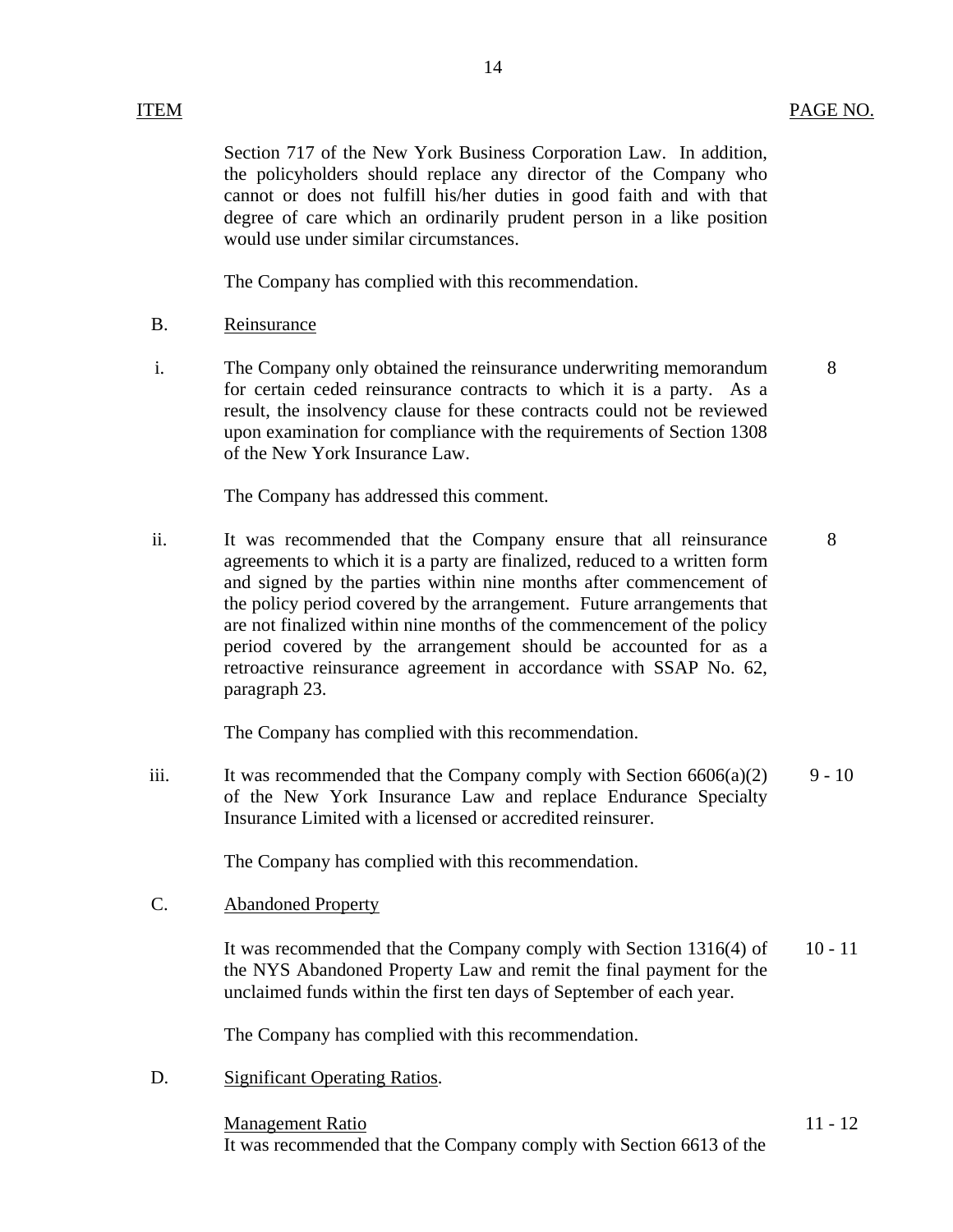| ITEM | | PAGE NO. |
|---|---|---|
| | Section 717 of the New York Business Corporation Law. In addition, the policyholders should replace any director of the Company who cannot or does not fulfill his/her duties in good faith and with that degree of care which an ordinarily prudent person in a like position would use under similar circumstances.<br><br>The Company has complied with this recommendation. | |
| B. | Reinsurance | |
| i. | The Company only obtained the reinsurance underwriting memorandum for certain ceded reinsurance contracts to which it is a party. As a result, the insolvency clause for these contracts could not be reviewed upon examination for compliance with the requirements of Section 1308 of the New York Insurance Law.<br><br>The Company has addressed this comment. | 8 |
| ii. | It was recommended that the Company ensure that all reinsurance agreements to which it is a party are finalized, reduced to a written form and signed by the parties within nine months after commencement of the policy period covered by the arrangement. Future arrangements that are not finalized within nine months of the commencement of the policy period covered by the arrangement should be accounted for as a retroactive reinsurance agreement in accordance with SSAP No. 62, paragraph 23.<br><br>The Company has complied with this recommendation. | 8 |
| iii. | It was recommended that the Company comply with Section 6606(a)(2) of the New York Insurance Law and replace Endurance Specialty Insurance Limited with a licensed or accredited reinsurer.<br><br>The Company has complied with this recommendation. | 9 - 10 |
| C. | Abandoned Property | |
| | It was recommended that the Company comply with Section 1316(4) of the NYS Abandoned Property Law and remit the final payment for the unclaimed funds within the first ten days of September of each year.<br><br>The Company has complied with this recommendation. | 10 - 11 |
| D. | Significant Operating Ratios. | |
| | Management Ratio<br>It was recommended that the Company comply with Section 6613 of the | 11 - 12 |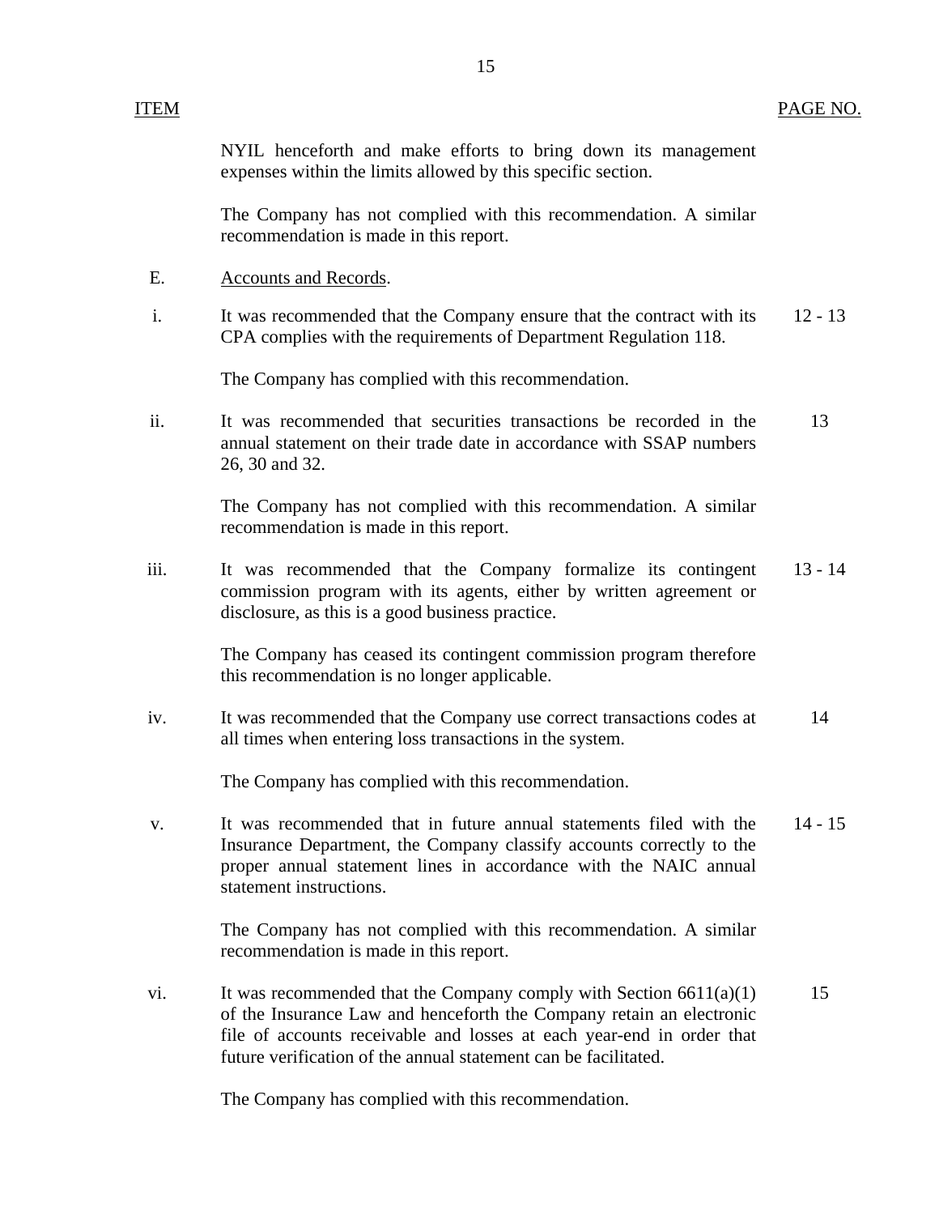| ITEM | | PAGE NO. |
|---|---|---|
| | NYIL henceforth and make efforts to bring down its management expenses within the limits allowed by this specific section. | |
| | The Company has not complied with this recommendation. A similar recommendation is made in this report. | |
| E. | Accounts and Records. | |
| i. | It was recommended that the Company ensure that the contract with its CPA complies with the requirements of Department Regulation 118. | 12 - 13 |
| | The Company has complied with this recommendation. | |
| ii. | It was recommended that securities transactions be recorded in the annual statement on their trade date in accordance with SSAP numbers 26, 30 and 32. | 13 |
| | The Company has not complied with this recommendation. A similar recommendation is made in this report. | |
| iii. | It was recommended that the Company formalize its contingent commission program with its agents, either by written agreement or disclosure, as this is a good business practice. | 13 - 14 |
| | The Company has ceased its contingent commission program therefore this recommendation is no longer applicable. | |
| iv. | It was recommended that the Company use correct transactions codes at all times when entering loss transactions in the system. | 14 |
| | The Company has complied with this recommendation. | |
| v. | It was recommended that in future annual statements filed with the Insurance Department, the Company classify accounts correctly to the proper annual statement lines in accordance with the NAIC annual statement instructions. | 14 - 15 |
| | The Company has not complied with this recommendation. A similar recommendation is made in this report. | |
| vi. | It was recommended that the Company comply with Section 6611(a)(1) of the Insurance Law and henceforth the Company retain an electronic file of accounts receivable and losses at each year-end in order that future verification of the annual statement can be facilitated. | 15 |
| | The Company has complied with this recommendation. | |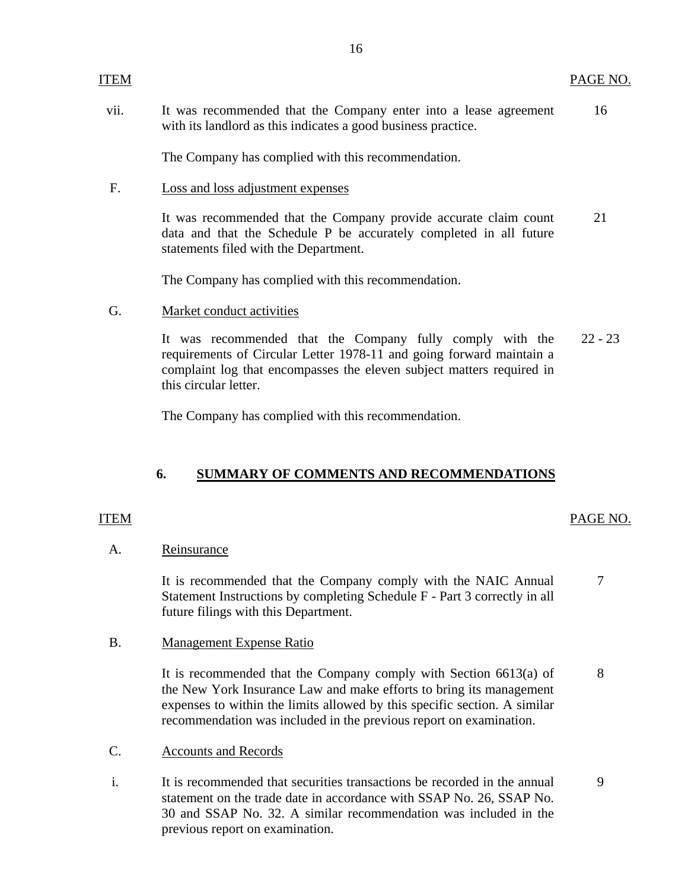| ITEM | | PAGE NO. |
|---|---|---|
| vii. | It was recommended that the Company enter into a lease agreement with its landlord as this indicates a good business practice. | 16 |
| | The Company has complied with this recommendation. | |
| F. | Loss and loss adjustment expenses | |
| | It was recommended that the Company provide accurate claim count data and that the Schedule P be accurately completed in all future statements filed with the Department. | 21 |
| | The Company has complied with this recommendation. | |
| G. | Market conduct activities | |
| | It was recommended that the Company fully comply with the requirements of Circular Letter 1978-11 and going forward maintain a complaint log that encompasses the eleven subject matters required in this circular letter. | 22 - 23 |
| | The Company has complied with this recommendation. | |

## 6. SUMMARY OF COMMENTS AND RECOMMENDATIONS

| ITEM | | PAGE NO. |
|---|---|---|
| A. | Reinsurance | |
| | It is recommended that the Company comply with the NAIC Annual Statement Instructions by completing Schedule F - Part 3 correctly in all future filings with this Department. | 7 |
| B. | Management Expense Ratio | |
| | It is recommended that the Company comply with Section 6613(a) of the New York Insurance Law and make efforts to bring its management expenses to within the limits allowed by this specific section. A similar recommendation was included in the previous report on examination. | 8 |
| C. | Accounts and Records | |
| i. | It is recommended that securities transactions be recorded in the annual statement on the trade date in accordance with SSAP No. 26, SSAP No. 30 and SSAP No. 32. A similar recommendation was included in the previous report on examination. | 9 |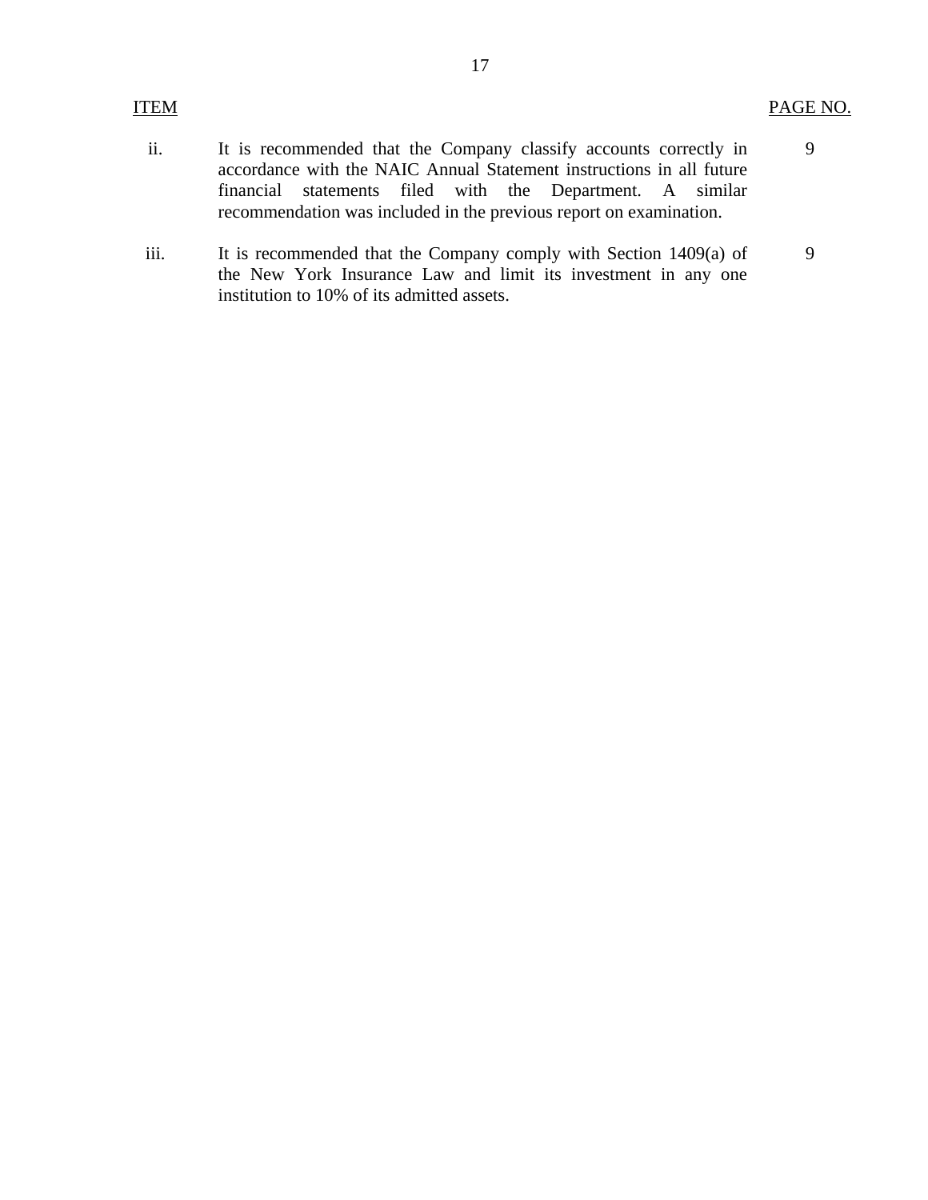| ITEM | | PAGE NO. |
|---|---|---|
| ii. | It is recommended that the Company classify accounts correctly in accordance with the NAIC Annual Statement instructions in all future financial statements filed with the Department. A similar recommendation was included in the previous report on examination. | 9 |
| iii. | It is recommended that the Company comply with Section 1409(a) of the New York Insurance Law and limit its investment in any one institution to 10% of its admitted assets. | 9 |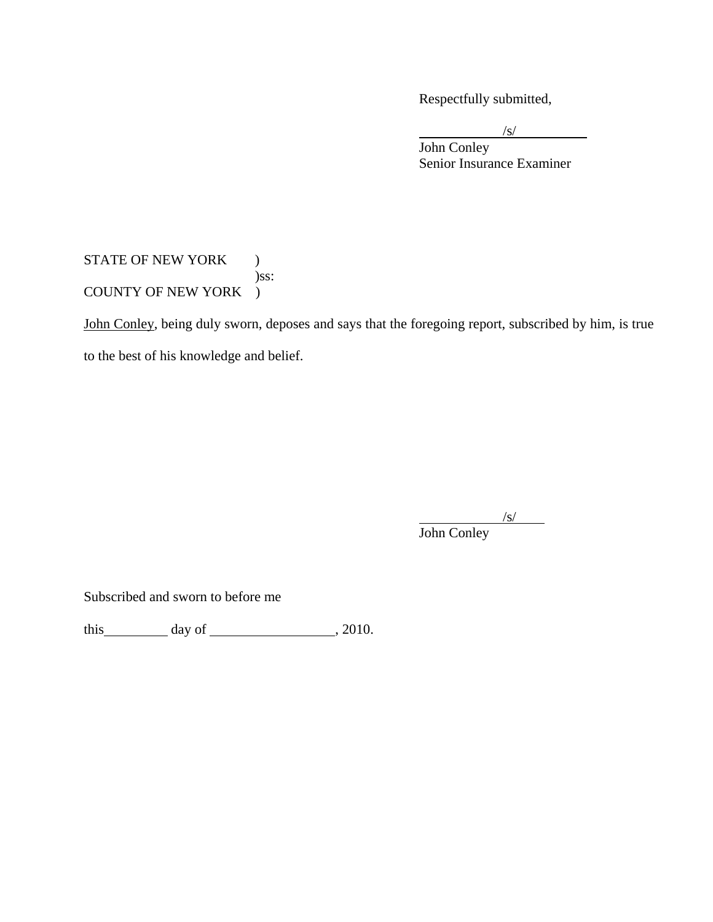Respectfully submitted,

/s/
John Conley
Senior Insurance Examiner

STATE OF NEW YORK )
)ss:
COUNTY OF NEW YORK )

John Conley, being duly sworn, deposes and says that the foregoing report, subscribed by him, is true to the best of his knowledge and belief.

/s/
John Conley

Subscribed and sworn to before me

this __________ day of ____________________, 2010.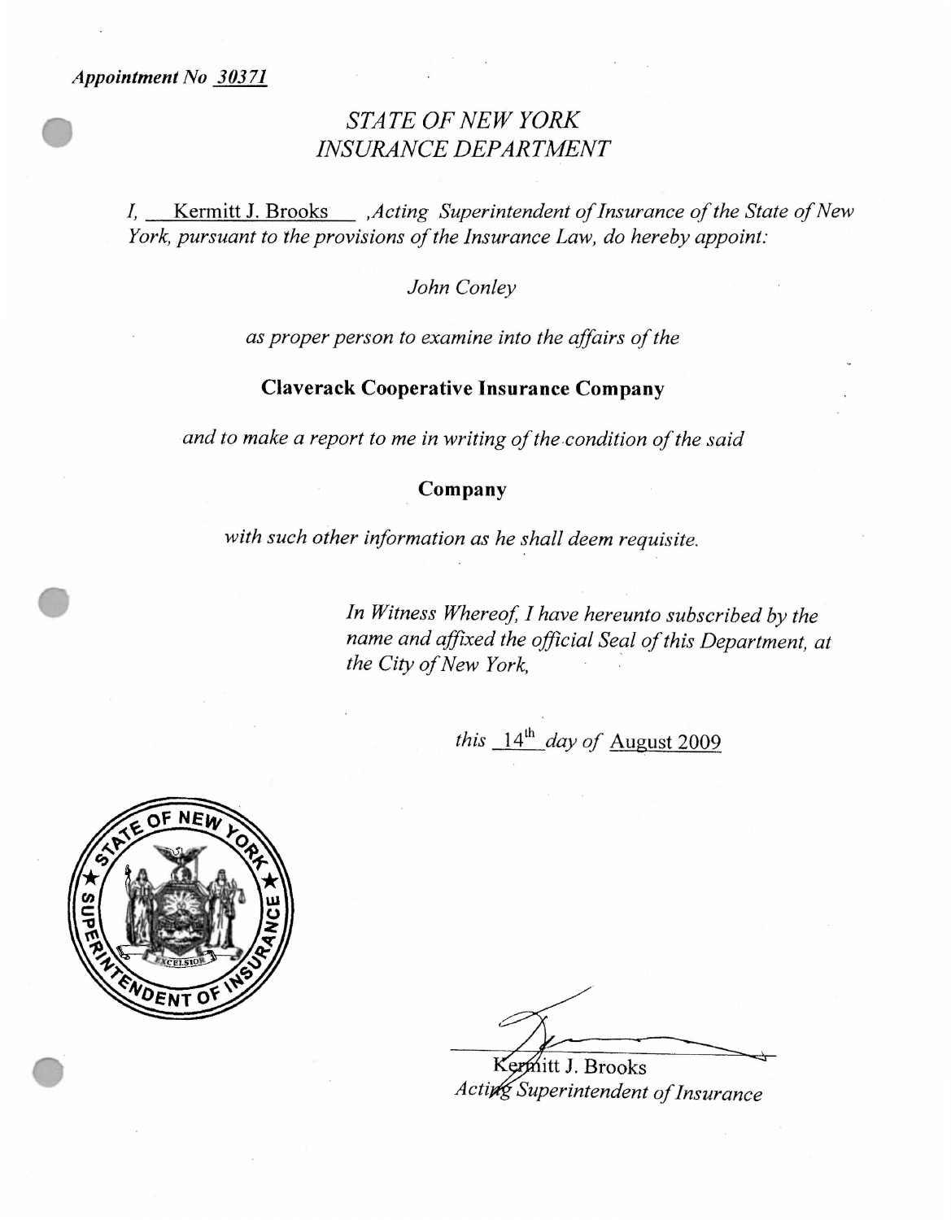*Appointment No 30371*

# *STATE OF NEW YORK*
# *INSURANCE DEPARTMENT*

*I,* Kermitt J. Brooks *,Acting Superintendent of Insurance of the State of New York, pursuant to the provisions of the Insurance Law, do hereby appoint:*

*John Conley*

*as proper person to examine into the affairs of the*

**Claverack Cooperative Insurance Company**

*and to make a report to me in writing of the condition of the said*

**Company**

*with such other information as he shall deem requisite.*

*In Witness Whereof, I have hereunto subscribed by the name and affixed the official Seal of this Department, at the City of New York,*

*this* 14th *day of* August 2009

STATE OF NEW YORK ★ SUPERINTENDENT OF INSURANCE ★ EXCELSIOR

Kermitt J. Brooks
*Acting Superintendent of Insurance*